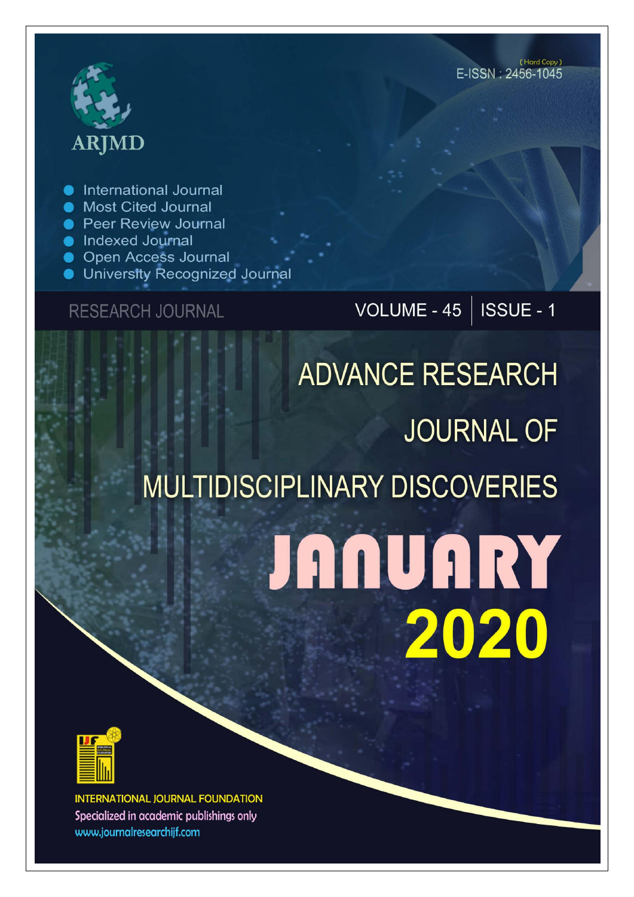ARJMD

(Hard Copy)
E-ISSN : 2456-1045

- International Journal
- Most Cited Journal
- Peer Review Journal
- Indexed Journal
- Open Access Journal
- University Recognized Journal

RESEARCH JOURNAL

VOLUME - 45 | ISSUE - 1

# ADVANCE RESEARCH JOURNAL OF MULTIDISCIPLINARY DISCOVERIES

# JANUARY 2020

INTERNATIONAL JOURNAL FOUNDATION

Specialized in academic publishings only

www.journalresearchijf.com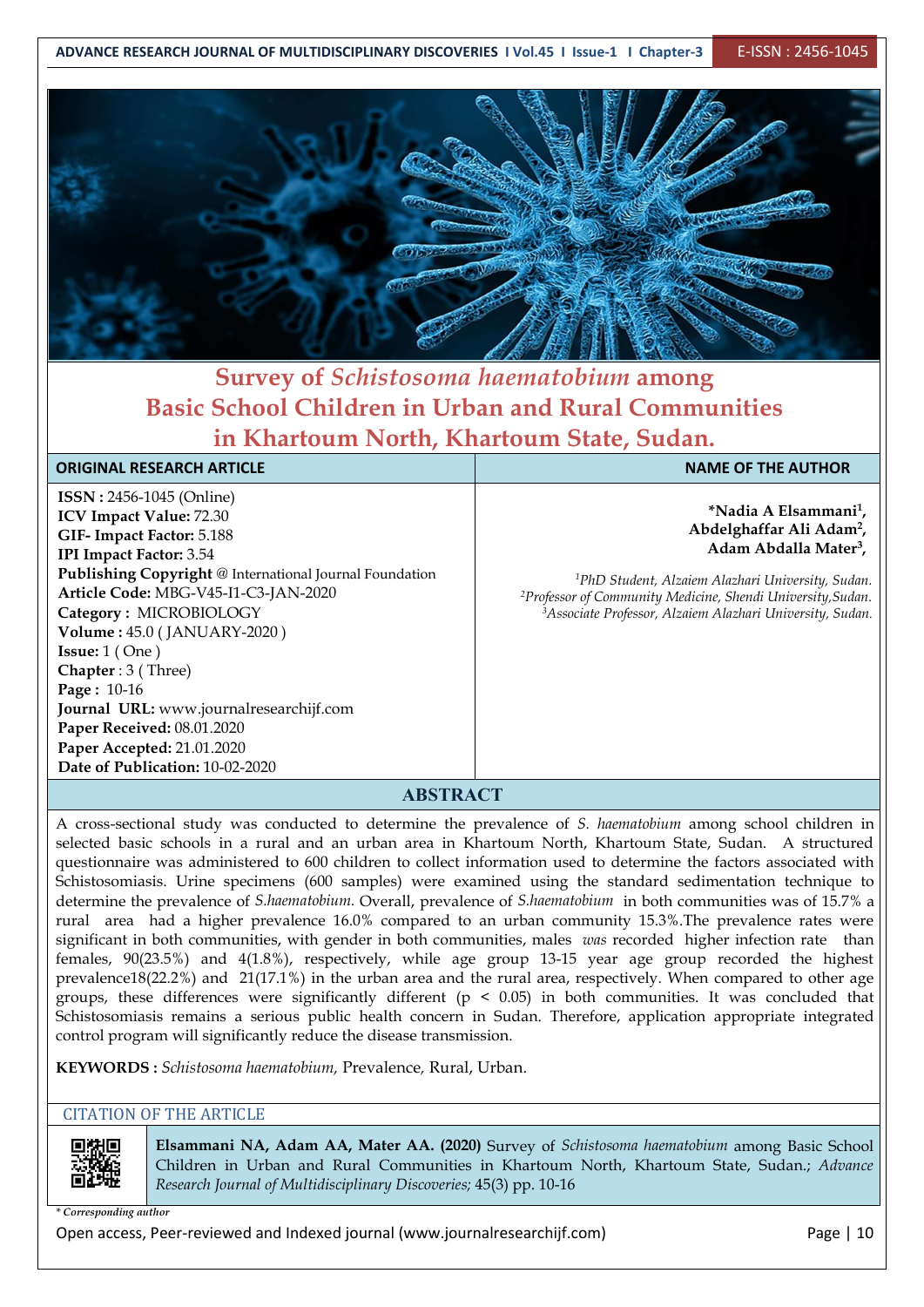# Survey of *Schistosoma haematobium* among Basic School Children in Urban and Rural Communities in Khartoum North, Khartoum State, Sudan.

| ORIGINAL RESEARCH ARTICLE | NAME OF THE AUTHOR |
|---|---|
| **ISSN :** 2456-1045 (Online)<br>**ICV Impact Value:** 72.30<br>**GIF- Impact Factor:** 5.188<br>**IPI Impact Factor:** 3.54<br>**Publishing Copyright** @ International Journal Foundation<br>**Article Code:** MBG-V45-I1-C3-JAN-2020<br>**Category :** MICROBIOLOGY<br>**Volume :** 45.0 ( JANUARY-2020 )<br>**Issue:** 1 ( One )<br>**Chapter** : 3 ( Three)<br>**Page :** 10-16<br>**Journal URL:** www.journalresearchijf.com<br>**Paper Received:** 08.01.2020<br>**Paper Accepted:** 21.01.2020<br>**Date of Publication:** 10-02-2020 | **\*Nadia A Elsammani[1], Abdelghaffar Ali Adam[2], Adam Abdalla Mater[3],**<br><br>[1]*PhD Student, Alzaiem Alazhari University, Sudan.*<br>[2]*Professor of Community Medicine, Shendi University,Sudan.*<br>[3]*Associate Professor, Alzaiem Alazhari University, Sudan.* |

## ABSTRACT

A cross-sectional study was conducted to determine the prevalence of *S. haematobium* among school children in selected basic schools in a rural and an urban area in Khartoum North, Khartoum State, Sudan. A structured questionnaire was administered to 600 children to collect information used to determine the factors associated with Schistosomiasis. Urine specimens (600 samples) were examined using the standard sedimentation technique to determine the prevalence of *S.haematobium*. Overall, prevalence of *S.haematobium* in both communities was of 15.7% a rural area had a higher prevalence 16.0% compared to an urban community 15.3%.The prevalence rates were significant in both communities, with gender in both communities, males *was* recorded higher infection rate than females, 90(23.5%) and 4(1.8%), respectively, while age group 13-15 year age group recorded the highest prevalence18(22.2%) and 21(17.1%) in the urban area and the rural area, respectively. When compared to other age groups, these differences were significantly different ($p < 0.05$) in both communities. It was concluded that Schistosomiasis remains a serious public health concern in Sudan. Therefore, application appropriate integrated control program will significantly reduce the disease transmission.

**KEYWORDS :** *Schistosoma haematobium,* Prevalence*,* Rural, Urban.

CITATION OF THE ARTICLE

**Elsammani NA, Adam AA, Mater AA. (2020)** Survey of *Schistosoma haematobium* among Basic School Children in Urban and Rural Communities in Khartoum North, Khartoum State, Sudan.; *Advance Research Journal of Multidisciplinary Discoveries;* 45(3) pp. 10-16

\* *Corresponding author*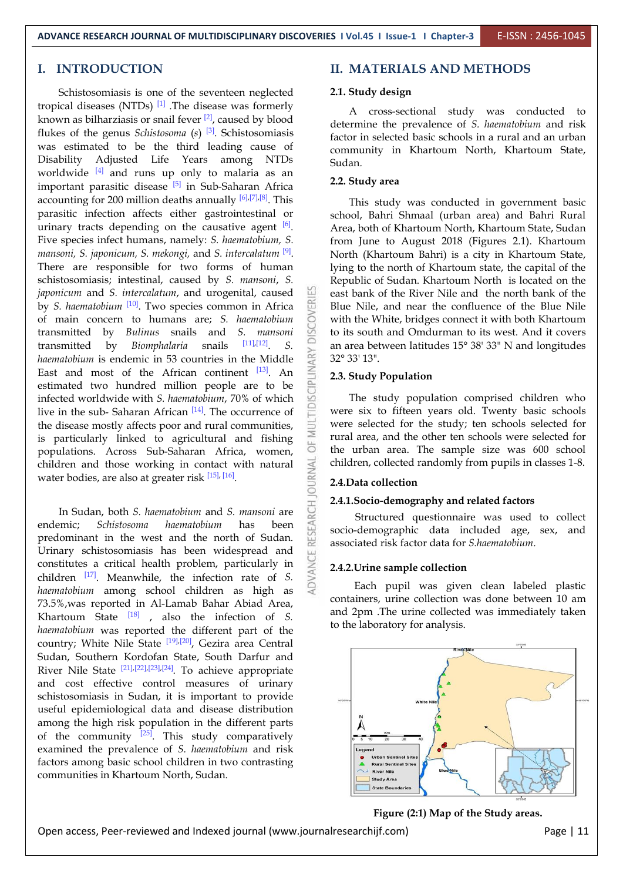## I. INTRODUCTION

Schistosomiasis is one of the seventeen neglected tropical diseases (NTDs) [1] .The disease was formerly known as bilharziasis or snail fever [2], caused by blood flukes of the genus *Schistosoma* (*s*) [3]. Schistosomiasis was estimated to be the third leading cause of Disability Adjusted Life Years among NTDs worldwide [4] and runs up only to malaria as an important parasitic disease [5] in Sub-Saharan Africa accounting for 200 million deaths annually [6],[7],[8]. This parasitic infection affects either gastrointestinal or urinary tracts depending on the causative agent [6]. Five species infect humans, namely: *S. haematobium, S. mansoni, S. japonicum, S. mekongi,* and *S. intercalatum* [9]. There are responsible for two forms of human schistosomiasis; intestinal, caused by *S. mansoni, S. japonicum* and *S. intercalatum*, and urogenital, caused by *S. haematobium* [10]. Two species common in Africa of main concern to humans are; *S. haematobium* transmitted by *Bulinus* snails and *S. mansoni* transmitted by *Biomphalaria* snails [11],[12]. *S. haematobium* is endemic in 53 countries in the Middle East and most of the African continent [13]. An estimated two hundred million people are to be infected worldwide with *S. haematobium*, 70% of which live in the sub- Saharan African [14]. The occurrence of the disease mostly affects poor and rural communities, is particularly linked to agricultural and fishing populations. Across Sub-Saharan Africa, women, children and those working in contact with natural water bodies, are also at greater risk [15], [16].

In Sudan, both *S. haematobium* and *S. mansoni* are endemic; *Schistosoma haematobium* has been predominant in the west and the north of Sudan. Urinary schistosomiasis has been widespread and constitutes a critical health problem, particularly in children [17]. Meanwhile, the infection rate of *S. haematobium* among school children as high as 73.5%,was reported in Al-Lamab Bahar Abiad Area, Khartoum State [18] , also the infection of *S. haematobium* was reported the different part of the country; White Nile State [19],[20], Gezira area Central Sudan, Southern Kordofan State, South Darfur and River Nile State [21],[22],[23],[24]. To achieve appropriate and cost effective control measures of urinary schistosomiasis in Sudan, it is important to provide useful epidemiological data and disease distribution among the high risk population in the different parts of the community [25]. This study comparatively examined the prevalence of *S. haematobium* and risk factors among basic school children in two contrasting communities in Khartoum North, Sudan.

## II. MATERIALS AND METHODS

### 2.1. Study design

A cross-sectional study was conducted to determine the prevalence of *S. haematobium* and risk factor in selected basic schools in a rural and an urban community in Khartoum North, Khartoum State, Sudan.

### 2.2. Study area

This study was conducted in government basic school, Bahri Shmaal (urban area) and Bahri Rural Area, both of Khartoum North, Khartoum State, Sudan from June to August 2018 (Figures 2.1). Khartoum North (Khartoum Bahri) is a city in Khartoum State, lying to the north of Khartoum state, the capital of the Republic of Sudan. Khartoum North is located on the east bank of the River Nile and the north bank of the Blue Nile, and near the confluence of the Blue Nile with the White, bridges connect it with both Khartoum to its south and Omdurman to its west. And it covers an area between latitudes 15° 38' 33" N and longitudes 32° 33' 13".

### 2.3. Study Population

The study population comprised children who were six to fifteen years old. Twenty basic schools were selected for the study; ten schools selected for rural area, and the other ten schools were selected for the urban area. The sample size was 600 school children, collected randomly from pupils in classes 1-8.

### 2.4.Data collection

#### 2.4.1.Socio-demography and related factors

Structured questionnaire was used to collect socio-demographic data included age, sex, and associated risk factor data for *S.haematobium*.

#### 2.4.2.Urine sample collection

Each pupil was given clean labeled plastic containers, urine collection was done between 10 am and 2pm .The urine collected was immediately taken to the laboratory for analysis.

**Figure (2:1) Map of the Study areas.**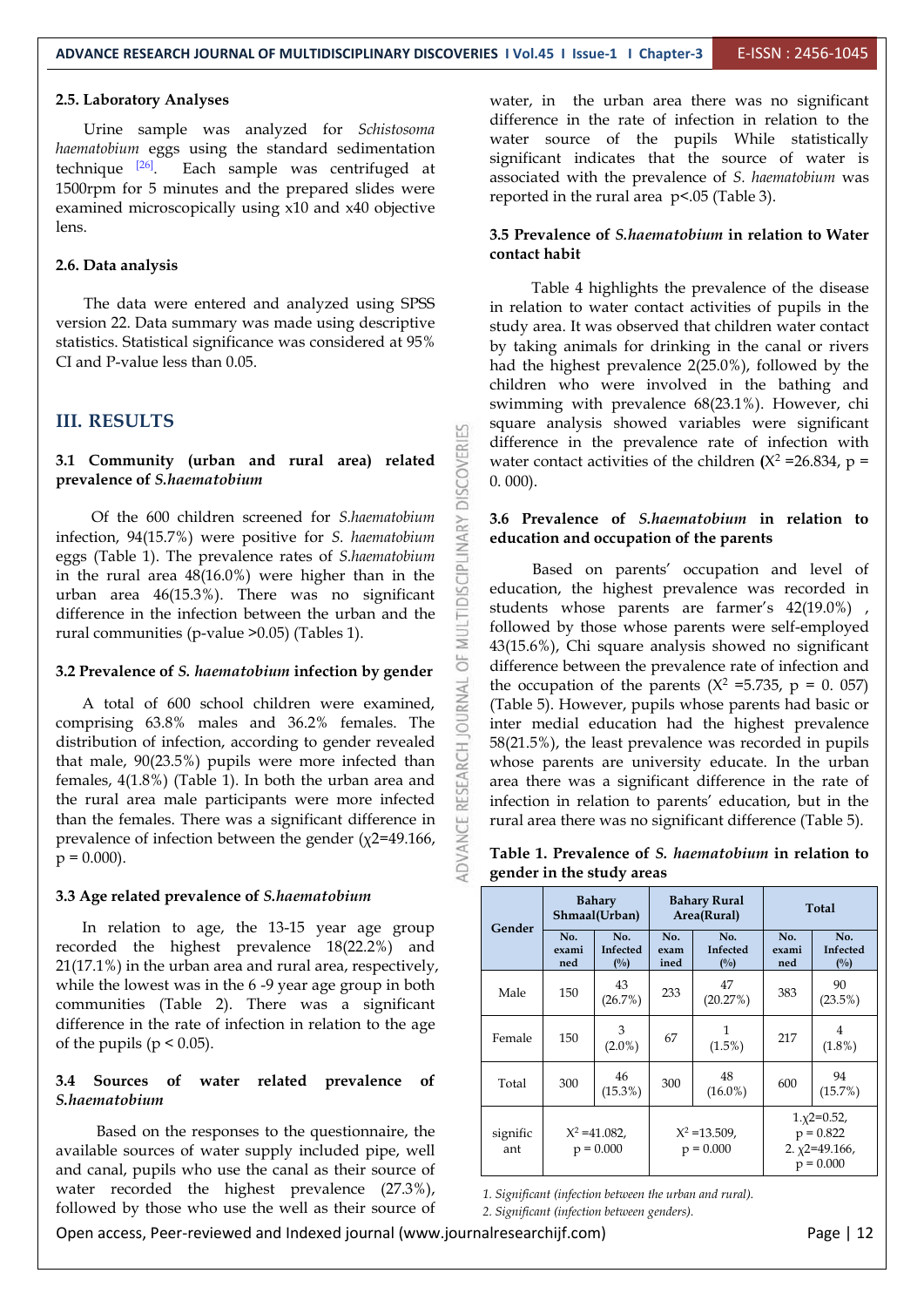### 2.5. Laboratory Analyses

Urine sample was analyzed for *Schistosoma haematobium* eggs using the standard sedimentation technique [26]. Each sample was centrifuged at 1500rpm for 5 minutes and the prepared slides were examined microscopically using x10 and x40 objective lens.

### 2.6. Data analysis

The data were entered and analyzed using SPSS version 22. Data summary was made using descriptive statistics. Statistical significance was considered at 95% CI and P-value less than 0.05.

## III. RESULTS

### 3.1 Community (urban and rural area) related prevalence of *S.haematobium*

Of the 600 children screened for *S.haematobium* infection, 94(15.7%) were positive for *S. haematobium* eggs (Table 1). The prevalence rates of *S.haematobium* in the rural area 48(16.0%) were higher than in the urban area 46(15.3%). There was no significant difference in the infection between the urban and the rural communities (p-value >0.05) (Tables 1).

### 3.2 Prevalence of *S. haematobium* infection by gender

A total of 600 school children were examined, comprising 63.8% males and 36.2% females. The distribution of infection, according to gender revealed that male, 90(23.5%) pupils were more infected than females, 4(1.8%) (Table 1). In both the urban area and the rural area male participants were more infected than the females. There was a significant difference in prevalence of infection between the gender ($\chi2$=49.166, p = 0.000).

### 3.3 Age related prevalence of *S.haematobium*

In relation to age, the 13-15 year age group recorded the highest prevalence 18(22.2%) and 21(17.1%) in the urban area and rural area, respectively, while the lowest was in the 6 -9 year age group in both communities (Table 2). There was a significant difference in the rate of infection in relation to the age of the pupils ($p < 0.05$).

### 3.4 Sources of water related prevalence of *S.haematobium*

Based on the responses to the questionnaire, the available sources of water supply included pipe, well and canal, pupils who use the canal as their source of water recorded the highest prevalence (27.3%), followed by those who use the well as their source of water, in the urban area there was no significant difference in the rate of infection in relation to the water source of the pupils While statistically significant indicates that the source of water is associated with the prevalence of *S. haematobium* was reported in the rural area p<.05 (Table 3).

### 3.5 Prevalence of *S.haematobium* in relation to Water contact habit

Table 4 highlights the prevalence of the disease in relation to water contact activities of pupils in the study area. It was observed that children water contact by taking animals for drinking in the canal or rivers had the highest prevalence 2(25.0%), followed by the children who were involved in the bathing and swimming with prevalence 68(23.1%). However, chi square analysis showed variables were significant difference in the prevalence rate of infection with water contact activities of the children **(**$X^2$ =26.834, p = 0. 000).

### 3.6 Prevalence of *S.haematobium* in relation to education and occupation of the parents

Based on parents' occupation and level of education, the highest prevalence was recorded in students whose parents are farmer's 42(19.0%) , followed by those whose parents were self-employed 43(15.6%), Chi square analysis showed no significant difference between the prevalence rate of infection and the occupation of the parents ($X^2$ =5.735, p = 0. 057) (Table 5). However, pupils whose parents had basic or inter medial education had the highest prevalence 58(21.5%), the least prevalence was recorded in pupils whose parents are university educate. In the urban area there was a significant difference in the rate of infection in relation to parents' education, but in the rural area there was no significant difference (Table 5).

**Table 1. Prevalence of *S. haematobium* in relation to gender in the study areas**

| Gender | Bahary Shmaal(Urban) | | Bahary Rural Area(Rural) | | Total | |
|---|---|---|---|---|---|---|
| | No. examined | No. Infected (%) | No. examined | No. Infected (%) | No. examined | No. Infected (%) |
| Male | 150 | 43 (26.7%) | 233 | 47 (20.27%) | 383 | 90 (23.5%) |
| Female | 150 | 3 (2.0%) | 67 | 1 (1.5%) | 217 | 4 (1.8%) |
| Total | 300 | 46 (15.3%) | 300 | 48 (16.0%) | 600 | 94 (15.7%) |
| significant | $X^2$ =41.082, p = 0.000 | | $X^2$ =13.509, p = 0.000 | | 1.$\chi2$=0.52, p = 0.822 2. $\chi2$=49.166, p = 0.000 | |

*1. Significant (infection between the urban and rural).*
*2. Significant (infection between genders).*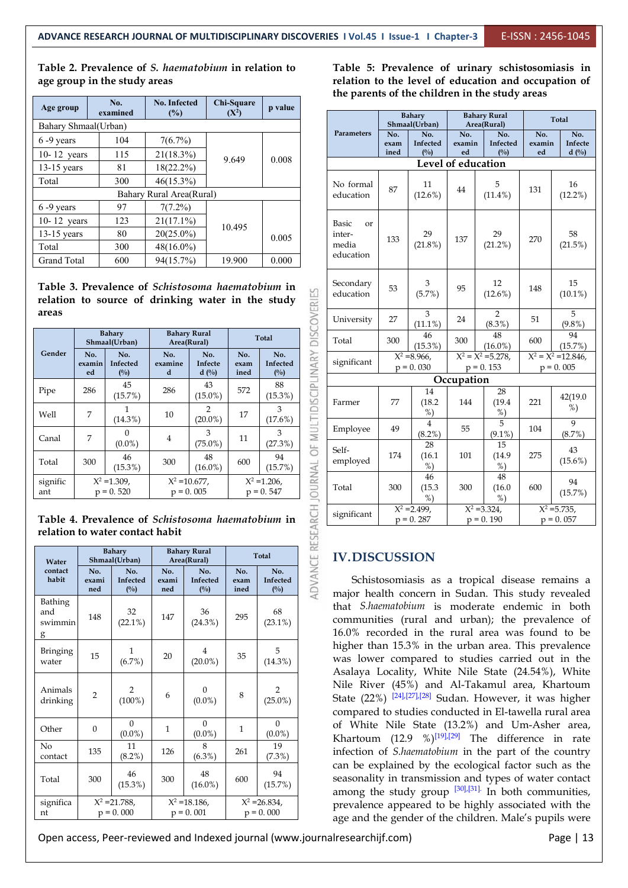**Table 2. Prevalence of *S. haematobium* in relation to age group in the study areas**

| Age group | No. examined | No. Infected (%) | Chi-Square ($X^2$) | p value |
|---|---|---|---|---|
| Bahary Shmaal(Urban) | | | | |
| 6 -9 years | 104 | 7(6.7%) | 9.649 | 0.008 |
| 10- 12 years | 115 | 21(18.3%) | | |
| 13-15 years | 81 | 18(22.2%) | | |
| Total | 300 | 46(15.3%) | | |
| Bahary Rural Area(Rural) | | | | |
| 6 -9 years | 97 | 7(7.2%) | 10.495 | 0.005 |
| 10- 12 years | 123 | 21(17.1%) | | |
| 13-15 years | 80 | 20(25.0%) | | |
| Total | 300 | 48(16.0%) | | |
| Grand Total | 600 | 94(15.7%) | 19.900 | 0.000 |

**Table 3. Prevalence of *Schistosoma haematobium* in relation to source of drinking water in the study areas**

| Gender | Bahary Shmaal(Urban) | | Bahary Rural Area(Rural) | | Total | |
|---|---|---|---|---|---|---|
| | No. examined | No. Infected (%) | No. examined | No. Infected (%) | No. examined | No. Infected (%) |
| Pipe | 286 | 45 (15.7%) | 286 | 43 (15.0%) | 572 | 88 (15.3%) |
| Well | 7 | 1 (14.3%) | 10 | 2 (20.0%) | 17 | 3 (17.6%) |
| Canal | 7 | 0 (0.0%) | 4 | 3 (75.0%) | 11 | 3 (27.3%) |
| Total | 300 | 46 (15.3%) | 300 | 48 (16.0%) | 600 | 94 (15.7%) |
| significant | $X^2$ =1.309, p = 0. 520 | | $X^2$ =10.677, p = 0. 005 | | $X^2$ =1.206, p = 0. 547 | |

**Table 4. Prevalence of *Schistosoma haematobium* in relation to water contact habit**

| Water contact habit | Bahary Shmaal(Urban) | | Bahary Rural Area(Rural) | | Total | |
|---|---|---|---|---|---|---|
| | No. examined | No. Infected (%) | No. examined | No. Infected (%) | No. examined | No. Infected (%) |
| Bathing and swimming | 148 | 32 (22.1%) | 147 | 36 (24.3%) | 295 | 68 (23.1%) |
| Bringing water | 15 | 1 (6.7%) | 20 | 4 (20.0%) | 35 | 5 (14.3%) |
| Animals drinking | 2 | 2 (100%) | 6 | 0 (0.0%) | 8 | 2 (25.0%) |
| Other | 0 | 0 (0.0%) | 1 | 0 (0.0%) | 1 | 0 (0.0%) |
| No contact | 135 | 11 (8.2%) | 126 | 8 (6.3%) | 261 | 19 (7.3%) |
| Total | 300 | 46 (15.3%) | 300 | 48 (16.0%) | 600 | 94 (15.7%) |
| significant | $X^2$ =21.788, p = 0. 000 | | $X^2$ =18.186, p = 0. 001 | | $X^2$ =26.834, p = 0. 000 | |

**Table 5: Prevalence of urinary schistosomiasis in relation to the level of education and occupation of the parents of the children in the study areas**

| Parameters | Bahary Shmaal(Urban) | | Bahary Rural Area(Rural) | | Total | |
|---|---|---|---|---|---|---|
| | No. examined | No. Infected (%) | No. examined | No. Infected (%) | No. examined | No. Infected (%) |
| **Level of education** | | | | | | |
| No formal education | 87 | 11 (12.6%) | 44 | 5 (11.4%) | 131 | 16 (12.2%) |
| Basic or inter-media education | 133 | 29 (21.8%) | 137 | 29 (21.2%) | 270 | 58 (21.5%) |
| Secondary education | 53 | 3 (5.7%) | 95 | 12 (12.6%) | 148 | 15 (10.1%) |
| University | 27 | 3 (11.1%) | 24 | 2 (8.3%) | 51 | 5 (9.8%) |
| Total | 300 | 46 (15.3%) | 300 | 48 (16.0%) | 600 | 94 (15.7%) |
| significant | $X^2$ =8.966, p = 0. 030 | | $X^2$ = $X^2$ =5.278, p = 0. 153 | | $X^2$ = $X^2$ =12.846, p = 0. 005 | |
| **Occupation** | | | | | | |
| Farmer | 77 | 14 (18.2 %) | 144 | 28 (19.4 %) | 221 | 42(19.0 %) |
| Employee | 49 | 4 (8.2%) | 55 | 5 (9.1%) | 104 | 9 (8.7%) |
| Self-employed | 174 | 28 (16.1 %) | 101 | 15 (14.9 %) | 275 | 43 (15.6%) |
| Total | 300 | 46 (15.3 %) | 300 | 48 (16.0 %) | 600 | 94 (15.7%) |
| significant | $X^2$ =2.499, p = 0. 287 | | $X^2$ =3.324, p = 0. 190 | | $X^2$ =5.735, p = 0. 057 | |

## IV. DISCUSSION

Schistosomiasis as a tropical disease remains a major health concern in Sudan. This study revealed that *S.haematobium* is moderate endemic in both communities (rural and urban); the prevalence of 16.0% recorded in the rural area was found to be higher than 15.3% in the urban area. This prevalence was lower compared to studies carried out in the Asalaya Locality, White Nile State (24.54%), White Nile River (45%) and Al-Takamul area, Khartoum State (22%) [24],[27],[28] Sudan. However, it was higher compared to studies conducted in El-tawella rural area of White Nile State (13.2%) and Um-Asher area, Khartoum (12.9 %)[19],[29] The difference in rate infection of *S.haematobium* in the part of the country can be explained by the ecological factor such as the seasonality in transmission and types of water contact among the study group [30],[31]. In both communities, prevalence appeared to be highly associated with the age and the gender of the children. Male's pupils were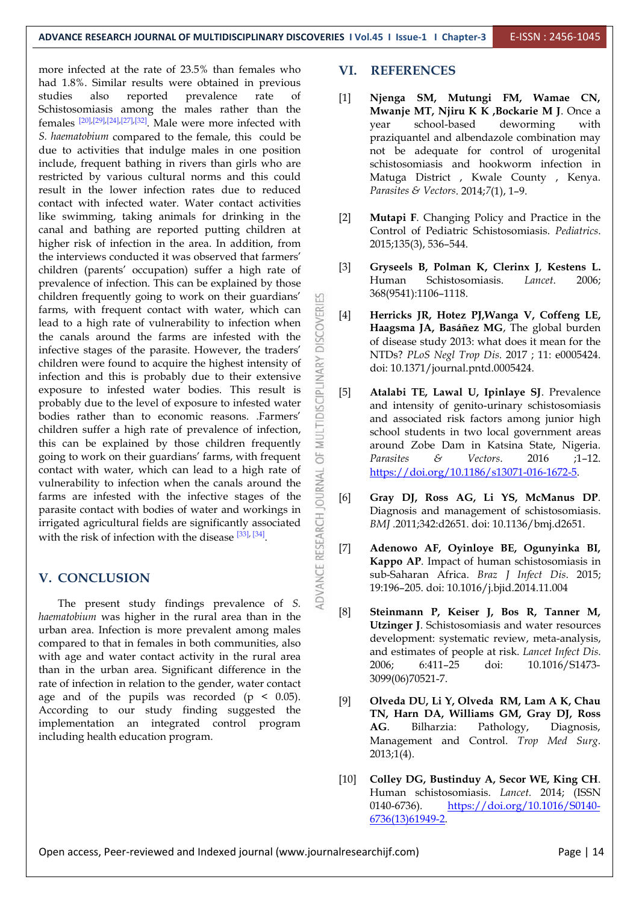more infected at the rate of 23.5% than females who had 1.8%. Similar results were obtained in previous studies also reported prevalence rate of Schistosomiasis among the males rather than the females [20],[29],[24],[27],[32]. Male were more infected with *S. haematobium* compared to the female, this could be due to activities that indulge males in one position include, frequent bathing in rivers than girls who are restricted by various cultural norms and this could result in the lower infection rates due to reduced contact with infected water. Water contact activities like swimming, taking animals for drinking in the canal and bathing are reported putting children at higher risk of infection in the area. In addition, from the interviews conducted it was observed that farmers' children (parents' occupation) suffer a high rate of prevalence of infection. This can be explained by those children frequently going to work on their guardians' farms, with frequent contact with water, which can lead to a high rate of vulnerability to infection when the canals around the farms are infested with the infective stages of the parasite. However, the traders' children were found to acquire the highest intensity of infection and this is probably due to their extensive exposure to infested water bodies. This result is probably due to the level of exposure to infested water bodies rather than to economic reasons. .Farmers' children suffer a high rate of prevalence of infection, this can be explained by those children frequently going to work on their guardians' farms, with frequent contact with water, which can lead to a high rate of vulnerability to infection when the canals around the farms are infested with the infective stages of the parasite contact with bodies of water and workings in irrigated agricultural fields are significantly associated with the risk of infection with the disease [33], [34].

## V. CONCLUSION

The present study findings prevalence of *S. haematobium* was higher in the rural area than in the urban area. Infection is more prevalent among males compared to that in females in both communities, also with age and water contact activity in the rural area than in the urban area. Significant difference in the rate of infection in relation to the gender, water contact age and of the pupils was recorded ($p < 0.05$). According to our study finding suggested the implementation an integrated control program including health education program.

## VI. REFERENCES

[1] **Njenga SM, Mutungi FM, Wamae CN, Mwanje MT, Njiru K K ,Bockarie M J**. Once a year school-based deworming with praziquantel and albendazole combination may not be adequate for control of urogenital schistosomiasis and hookworm infection in Matuga District , Kwale County , Kenya. *Parasites & Vectors*. 2014;*7*(1), 1–9.

[2] **Mutapi F**. Changing Policy and Practice in the Control of Pediatric Schistosomiasis. *Pediatrics*. 2015;135(3), 536–544.

[3] **Gryseels B, Polman K, Clerinx J**, **Kestens L.** Human Schistosomiasis. *Lancet*. 2006; 368(9541):1106–1118.

[4] **Herricks JR, Hotez PJ,Wanga V, Coffeng LE, Haagsma JA, Basáñez MG**, The global burden of disease study 2013: what does it mean for the NTDs? *PLoS Negl Trop Dis*. 2017 ; 11: e0005424. doi: 10.1371/journal.pntd.0005424.

[5] **Atalabi TE, Lawal U, Ipinlaye SJ**. Prevalence and intensity of genito-urinary schistosomiasis and associated risk factors among junior high school students in two local government areas around Zobe Dam in Katsina State, Nigeria. *Parasites & Vectors*. 2016 ;1–12. https://doi.org/10.1186/s13071-016-1672-5.

[6] **Gray DJ, Ross AG, Li YS, McManus DP**. Diagnosis and management of schistosomiasis. *BMJ* .2011;342:d2651. doi: 10.1136/bmj.d2651.

[7] **Adenowo AF, Oyinloye BE, Ogunyinka BI, Kappo AP**. Impact of human schistosomiasis in sub-Saharan Africa. *Braz J Infect Dis*. 2015; 19:196–205. doi: 10.1016/j.bjid.2014.11.004

[8] **Steinmann P, Keiser J, Bos R, Tanner M, Utzinger J**. Schistosomiasis and water resources development: systematic review, meta-analysis, and estimates of people at risk. *Lancet Infect Dis*. 2006; 6:411–25 doi: 10.1016/S1473-3099(06)70521-7.

[9] **Olveda DU, Li Y, Olveda RM, Lam A K, Chau TN, Harn DA, Williams GM, Gray DJ, Ross AG**. Bilharzia: Pathology, Diagnosis, Management and Control. *Trop Med Surg*. 2013;1(4).

[10] **Colley DG, Bustinduy A, Secor WE, King CH**. Human schistosomiasis. *Lancet*. 2014; (ISSN 0140-6736). https://doi.org/10.1016/S0140-6736(13)61949-2.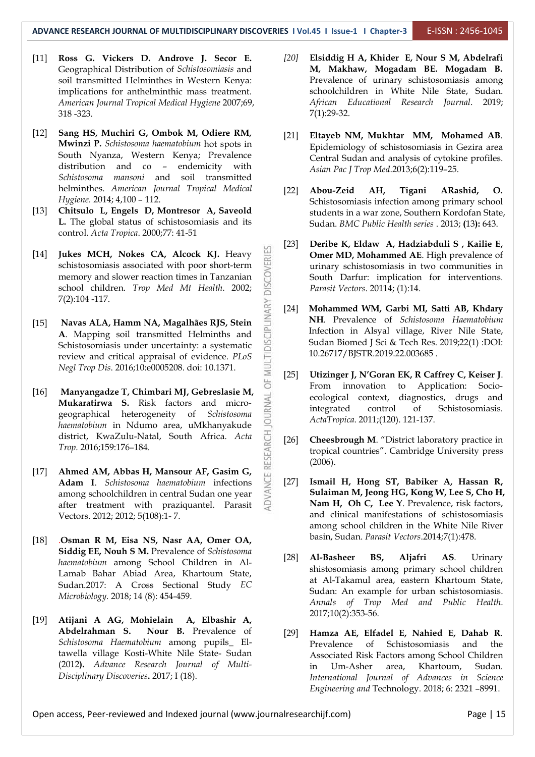[11] **Ross G. Vickers D. Androve J. Secor E.** Geographical Distribution of *Schistosomiasis* and soil transmitted Helminthes in Western Kenya: implications for anthelminthic mass treatment. *American Journal Tropical Medical Hygiene* 2007;69, 318 -323.

[12] **Sang HS, Muchiri G, Ombok M, Odiere RM, Mwinzi P.** *Schistosoma haematobium* hot spots in South Nyanza, Western Kenya; Prevalence distribution and co – endemicity with *Schistosoma mansoni* and soil transmitted helminthes. *American Journal Tropical Medical Hygiene.* 2014; 4,100 – 112.

[13] **Chitsulo L, Engels D, Montresor A, Saveold L.** The global status of schistosomiasis and its control. *Acta Tropica*. 2000;77: 41-51

[14] **Jukes MCH, Nokes CA, Alcock KJ.** Heavy schistosomiasis associated with poor short-term memory and slower reaction times in Tanzanian school children. *Trop Med Mt Health*. 2002; 7(2):104 -117.

[15] **Navas ALA, Hamm NA, Magalhães RJS, Stein A**. Mapping soil transmitted Helminths and Schistosomiasis under uncertainty: a systematic review and critical appraisal of evidence. *PLoS Negl Trop Dis*. 2016;10:e0005208. doi: 10.1371.

[16] **Manyangadze T, Chimbari MJ, Gebreslasie M, Mukaratirwa S.** Risk factors and micro-geographical heterogeneity of *Schistosoma haematobium* in Ndumo area, uMkhanyakude district, KwaZulu-Natal, South Africa. *Acta Trop*. 2016;159:176–184.

[17] **Ahmed AM, Abbas H, Mansour AF, Gasim G, Adam I**. *Schistosoma haematobium* infections among schoolchildren in central Sudan one year after treatment with praziquantel. Parasit Vectors. 2012; 2012; 5(108):1- 7.

[18] .**Osman R M, Eisa NS, Nasr AA, Omer OA, Siddig EE, Nouh S M.** Prevalence of *Schistosoma haematobium* among School Children in Al-Lamab Bahar Abiad Area, Khartoum State, Sudan.2017: A Cross Sectional Study *EC Microbiology.* 2018; 14 (8): 454-459.

[19] **Atijani A AG, Mohielain A, Elbashir A, Abdelrahman S. Nour B.** Prevalence of *Schistosoma Haematobium* among pupils_ El-tawella village Kosti-White Nile State- Sudan (2012**).** *Advance Research Journal of Multi-Disciplinary Discoveries***.** 2017; I (18).

*[20]* **Elsiddig H A, Khider E, Nour S M, Abdelrafi M, Makhaw, Mogadam BE. Mogadam B.** Prevalence of urinary schistosomiasis among schoolchildren in White Nile State, Sudan. *African Educational Research Journal*. 2019; 7(1):29-32.

[21] **Eltayeb NM, Mukhtar MM, Mohamed AB**. Epidemiology of schistosomiasis in Gezira area Central Sudan and analysis of cytokine profiles. *Asian Pac J Trop Med*.2013;6(2):119–25.

[22] **Abou-Zeid AH, Tigani ARashid, O.** Schistosomiasis infection among primary school students in a war zone, Southern Kordofan State, Sudan. *BMC Public Health series* . 2013; **(**13**):** 643.

[23] **Deribe K, Eldaw A, Hadziabduli S , Kailie E, Omer MD, Mohammed AE**. High prevalence of urinary schistosomiasis in two communities in South Darfur: implication for interventions. *Parasit Vectors*. 20114; (1):14.

[24] **Mohammed WM, Garbi MI, Satti AB, Khdary NH**. Prevalence of *Schistosoma Haematobium* Infection in Alsyal village, River Nile State, Sudan Biomed J Sci & Tech Res. 2019;22(1) :DOI: 10.26717/BJSTR.2019.22.003685 .

[25] **Utizinger J, N'Goran EK, R Caffrey C, Keiser J**. From innovation to Application: Socio-ecological context, diagnostics, drugs and integrated control of Schistosomiasis. *ActaTropica*. 2011;(120). 121-137.

[26] **Cheesbrough M**. "District laboratory practice in tropical countries". Cambridge University press (2006).

[27] **Ismail H, Hong ST, Babiker A, Hassan R, Sulaiman M, Jeong HG, Kong W, Lee S, Cho H, Nam H, Oh C, Lee Y**. Prevalence, risk factors, and clinical manifestations of schistosomiasis among school children in the White Nile River basin, Sudan. *Parasit Vectors*.2014;7(1):478.

[28] **Al-Basheer BS, Aljafri AS**. Urinary shistosomiasis among primary school children at Al-Takamul area, eastern Khartoum State, Sudan: An example for urban schistosomiasis. *Annals of Trop Med and Public Health*. 2017;10(2):353-56.

[29] **Hamza AE, Elfadel E, Nahied E, Dahab R**. Prevalence of Schistosomiasis and the Associated Risk Factors among School Children in Um-Asher area, Khartoum, Sudan. *International Journal of Advances in Science Engineering and* Technology. 2018; 6: 2321 –8991.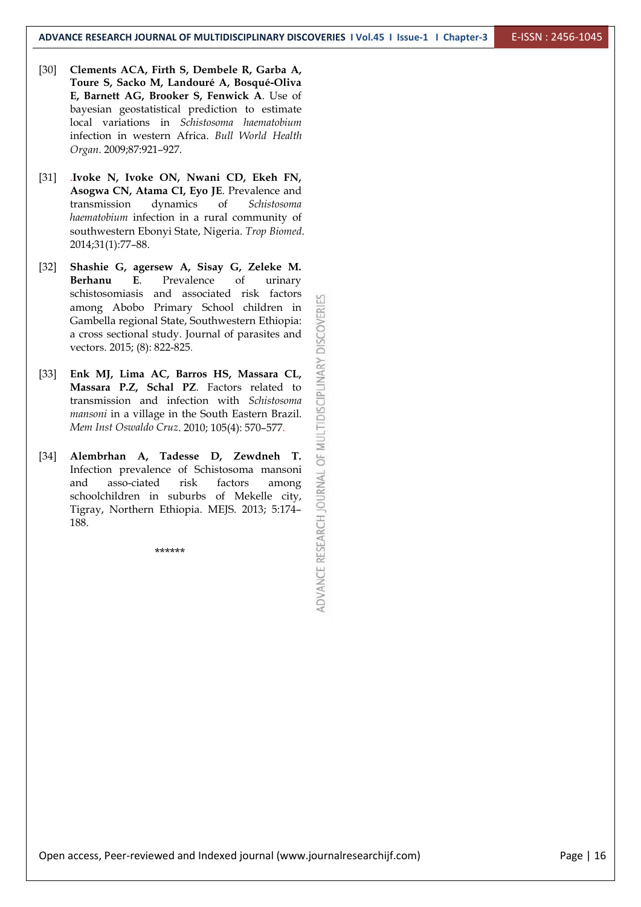[30] **Clements ACA, Firth S, Dembele R, Garba A, Toure S, Sacko M, Landouré A, Bosqué-Oliva E, Barnett AG, Brooker S, Fenwick A**. Use of bayesian geostatistical prediction to estimate local variations in *Schistosoma haematobium* infection in western Africa. *Bull World Health Organ*. 2009;87:921–927.

[31] .**Ivoke N, Ivoke ON, Nwani CD, Ekeh FN, Asogwa CN, Atama CI, Eyo JE**. Prevalence and transmission dynamics of *Schistosoma haematobium* infection in a rural community of southwestern Ebonyi State, Nigeria. *Trop Biomed*. 2014;31(1):77–88.

[32] **Shashie G, agersew A, Sisay G, Zeleke M. Berhanu E**. Prevalence of urinary schistosomiasis and associated risk factors among Abobo Primary School children in Gambella regional State, Southwestern Ethiopia: a cross sectional study. Journal of parasites and vectors. 2015; (8): 822-825.

[33] **Enk MJ, Lima AC, Barros HS, Massara CL, Massara P.Z, Schal PZ**. Factors related to transmission and infection with *Schistosoma mansoni* in a village in the South Eastern Brazil. *Mem Inst Oswaldo Cruz*. 2010; 105(4): 570–577.

[34] **Alembrhan A, Tadesse D, Zewdneh T.** Infection prevalence of Schistosoma mansoni and asso-ciated risk factors among schoolchildren in suburbs of Mekelle city, Tigray, Northern Ethiopia. MEJS. 2013; 5:174–188.

******